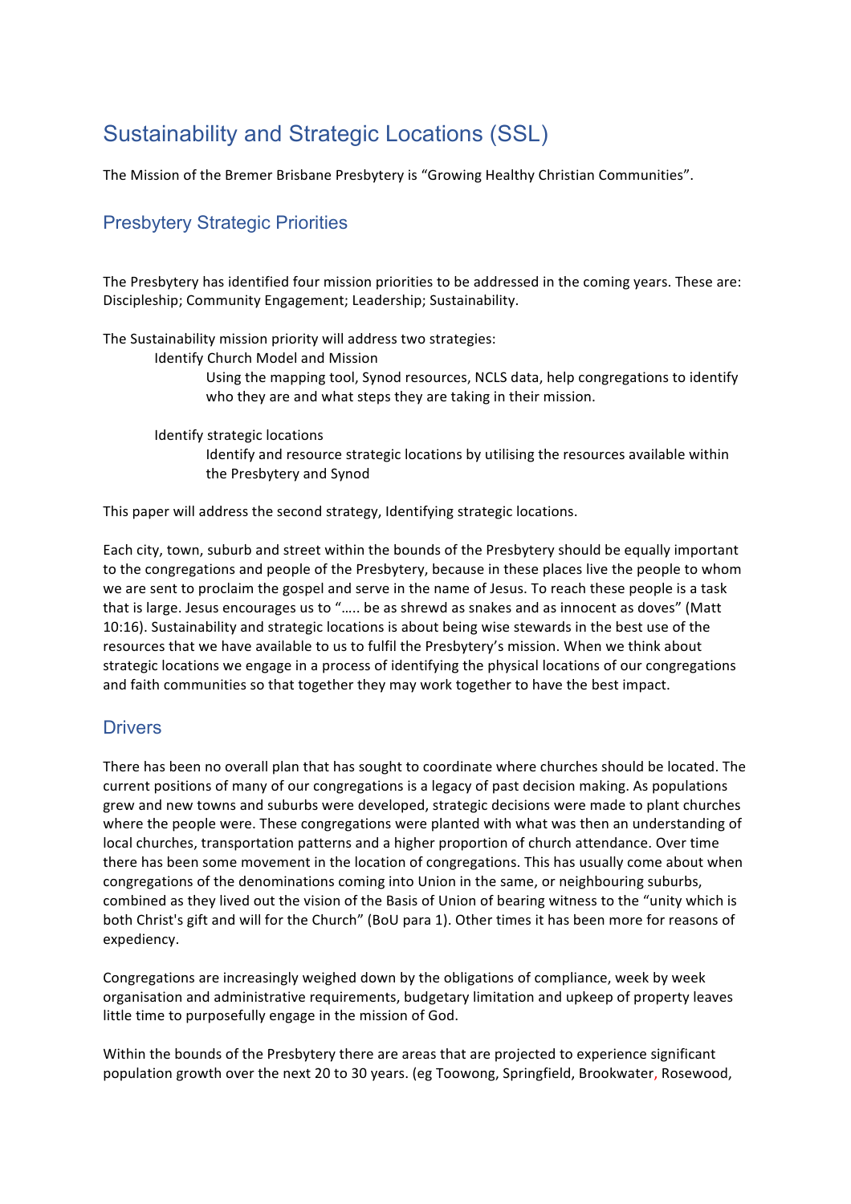# Sustainability and Strategic Locations (SSL)

The Mission of the Bremer Brisbane Presbytery is "Growing Healthy Christian Communities".

## Presbytery Strategic Priorities

The Presbytery has identified four mission priorities to be addressed in the coming years. These are: Discipleship; Community Engagement; Leadership; Sustainability.

The Sustainability mission priority will address two strategies:

Identify Church Model and Mission

Using the mapping tool, Synod resources, NCLS data, help congregations to identify who they are and what steps they are taking in their mission.

Identify strategic locations

Identify and resource strategic locations by utilising the resources available within the Presbytery and Synod

This paper will address the second strategy, Identifying strategic locations.

Each city, town, suburb and street within the bounds of the Presbytery should be equally important to the congregations and people of the Presbytery, because in these places live the people to whom we are sent to proclaim the gospel and serve in the name of Jesus. To reach these people is a task that is large. Jesus encourages us to "….. be as shrewd as snakes and as innocent as doves" (Matt 10:16). Sustainability and strategic locations is about being wise stewards in the best use of the resources that we have available to us to fulfil the Presbytery's mission. When we think about strategic locations we engage in a process of identifying the physical locations of our congregations and faith communities so that together they may work together to have the best impact.

## Drivers

There has been no overall plan that has sought to coordinate where churches should be located. The current positions of many of our congregations is a legacy of past decision making. As populations grew and new towns and suburbs were developed, strategic decisions were made to plant churches where the people were. These congregations were planted with what was then an understanding of local churches, transportation patterns and a higher proportion of church attendance. Over time there has been some movement in the location of congregations. This has usually come about when congregations of the denominations coming into Union in the same, or neighbouring suburbs, combined as they lived out the vision of the Basis of Union of bearing witness to the "unity which is both Christ's gift and will for the Church" (BoU para 1). Other times it has been more for reasons of expediency.

Congregations are increasingly weighed down by the obligations of compliance, week by week organisation and administrative requirements, budgetary limitation and upkeep of property leaves little time to purposefully engage in the mission of God.

Within the bounds of the Presbytery there are areas that are projected to experience significant population growth over the next 20 to 30 years. (eg Toowong, Springfield, Brookwater, Rosewood,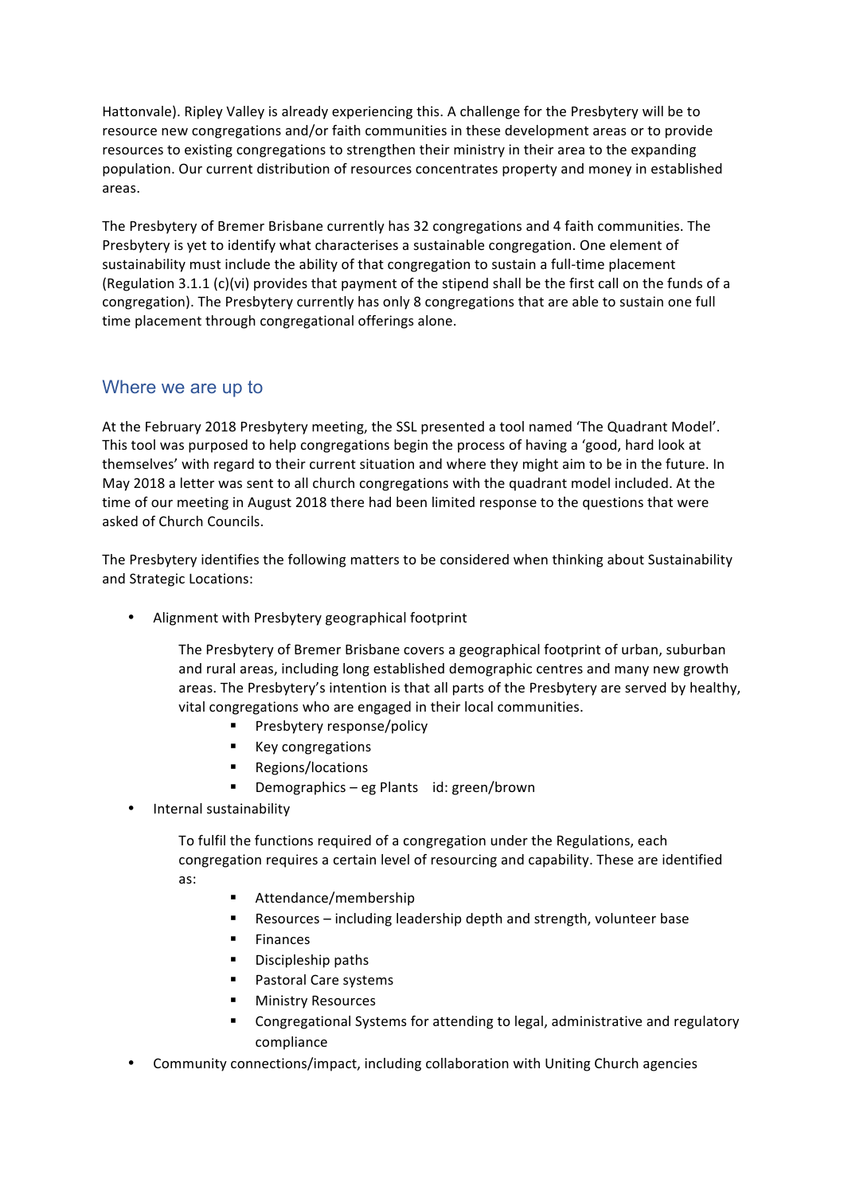Hattonvale). Ripley Valley is already experiencing this. A challenge for the Presbytery will be to resource new congregations and/or faith communities in these development areas or to provide resources to existing congregations to strengthen their ministry in their area to the expanding population. Our current distribution of resources concentrates property and money in established areas.

The Presbytery of Bremer Brisbane currently has 32 congregations and 4 faith communities. The Presbytery is yet to identify what characterises a sustainable congregation. One element of sustainability must include the ability of that congregation to sustain a full-time placement (Regulation 3.1.1 (c)(vi) provides that payment of the stipend shall be the first call on the funds of a congregation). The Presbytery currently has only 8 congregations that are able to sustain one full time placement through congregational offerings alone.

## Where we are up to

At the February 2018 Presbytery meeting, the SSL presented a tool named 'The Quadrant Model'. This tool was purposed to help congregations begin the process of having a 'good, hard look at themselves' with regard to their current situation and where they might aim to be in the future. In May 2018 a letter was sent to all church congregations with the quadrant model included. At the time of our meeting in August 2018 there had been limited response to the questions that were asked of Church Councils.

The Presbytery identifies the following matters to be considered when thinking about Sustainability and Strategic Locations:

- Alignment with Presbytery geographical footprint

  The Presbytery of Bremer Brisbane covers a geographical footprint of urban, suburban and rural areas, including long established demographic centres and many new growth areas. The Presbytery's intention is that all parts of the Presbytery are served by healthy, vital congregations who are engaged in their local communities.

  - Presbytery response/policy
  - Key congregations
  - Regions/locations
  - Demographics – eg Plants id: green/brown

- Internal sustainability

  To fulfil the functions required of a congregation under the Regulations, each congregation requires a certain level of resourcing and capability. These are identified as:

  - Attendance/membership
  - Resources – including leadership depth and strength, volunteer base
  - Finances
  - Discipleship paths
  - Pastoral Care systems
  - Ministry Resources
  - Congregational Systems for attending to legal, administrative and regulatory compliance

- Community connections/impact, including collaboration with Uniting Church agencies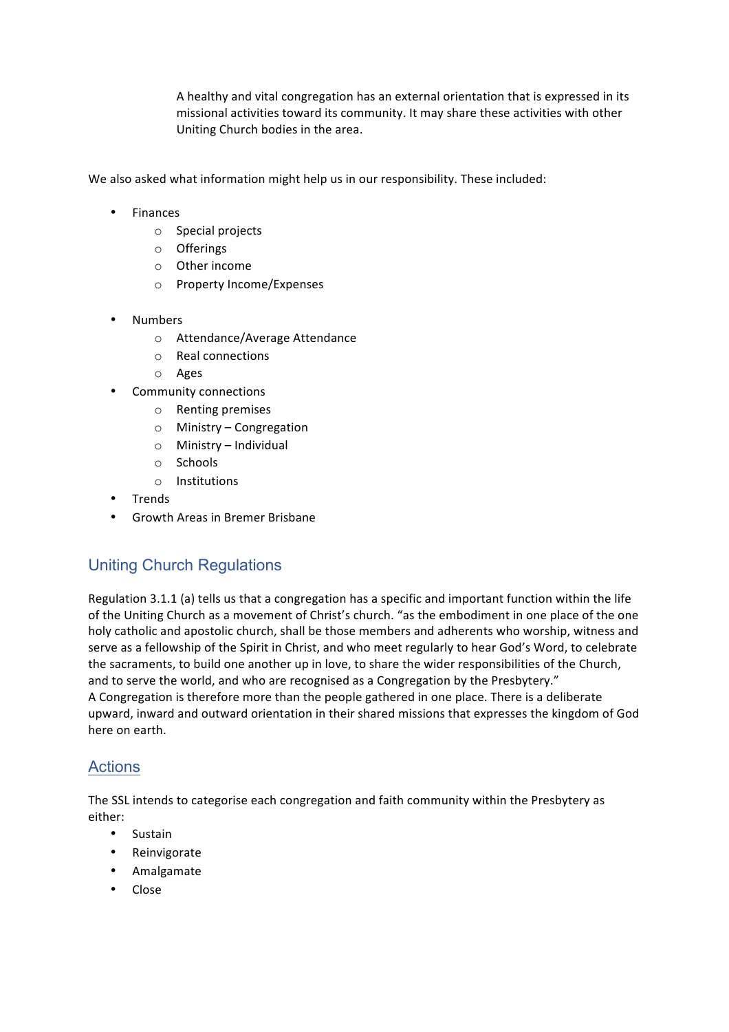> A healthy and vital congregation has an external orientation that is expressed in its missional activities toward its community. It may share these activities with other Uniting Church bodies in the area.

We also asked what information might help us in our responsibility. These included:

- Finances
  - Special projects
  - Offerings
  - Other income
  - Property Income/Expenses
- Numbers
  - Attendance/Average Attendance
  - Real connections
  - Ages
- Community connections
  - Renting premises
  - Ministry – Congregation
  - Ministry – Individual
  - Schools
  - Institutions
- Trends
- Growth Areas in Bremer Brisbane

## Uniting Church Regulations

Regulation 3.1.1 (a) tells us that a congregation has a specific and important function within the life of the Uniting Church as a movement of Christ's church. "as the embodiment in one place of the one holy catholic and apostolic church, shall be those members and adherents who worship, witness and serve as a fellowship of the Spirit in Christ, and who meet regularly to hear God's Word, to celebrate the sacraments, to build one another up in love, to share the wider responsibilities of the Church, and to serve the world, and who are recognised as a Congregation by the Presbytery."
A Congregation is therefore more than the people gathered in one place. There is a deliberate upward, inward and outward orientation in their shared missions that expresses the kingdom of God here on earth.

## Actions

The SSL intends to categorise each congregation and faith community within the Presbytery as either:

- Sustain
- Reinvigorate
- Amalgamate
- Close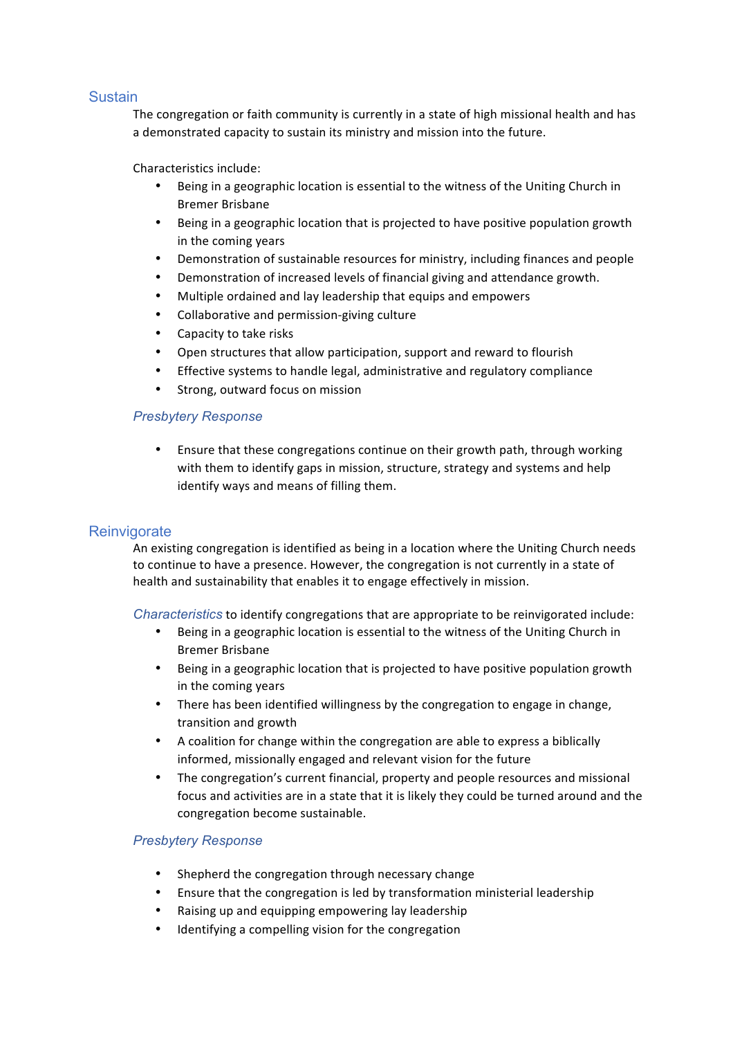## Sustain

The congregation or faith community is currently in a state of high missional health and has a demonstrated capacity to sustain its ministry and mission into the future.

Characteristics include:

- Being in a geographic location is essential to the witness of the Uniting Church in Bremer Brisbane
- Being in a geographic location that is projected to have positive population growth in the coming years
- Demonstration of sustainable resources for ministry, including finances and people
- Demonstration of increased levels of financial giving and attendance growth.
- Multiple ordained and lay leadership that equips and empowers
- Collaborative and permission-giving culture
- Capacity to take risks
- Open structures that allow participation, support and reward to flourish
- Effective systems to handle legal, administrative and regulatory compliance
- Strong, outward focus on mission

### *Presbytery Response*

- Ensure that these congregations continue on their growth path, through working with them to identify gaps in mission, structure, strategy and systems and help identify ways and means of filling them.

## Reinvigorate

An existing congregation is identified as being in a location where the Uniting Church needs to continue to have a presence. However, the congregation is not currently in a state of health and sustainability that enables it to engage effectively in mission.

*Characteristics* to identify congregations that are appropriate to be reinvigorated include:

- Being in a geographic location is essential to the witness of the Uniting Church in Bremer Brisbane
- Being in a geographic location that is projected to have positive population growth in the coming years
- There has been identified willingness by the congregation to engage in change, transition and growth
- A coalition for change within the congregation are able to express a biblically informed, missionally engaged and relevant vision for the future
- The congregation's current financial, property and people resources and missional focus and activities are in a state that it is likely they could be turned around and the congregation become sustainable.

### *Presbytery Response*

- Shepherd the congregation through necessary change
- Ensure that the congregation is led by transformation ministerial leadership
- Raising up and equipping empowering lay leadership
- Identifying a compelling vision for the congregation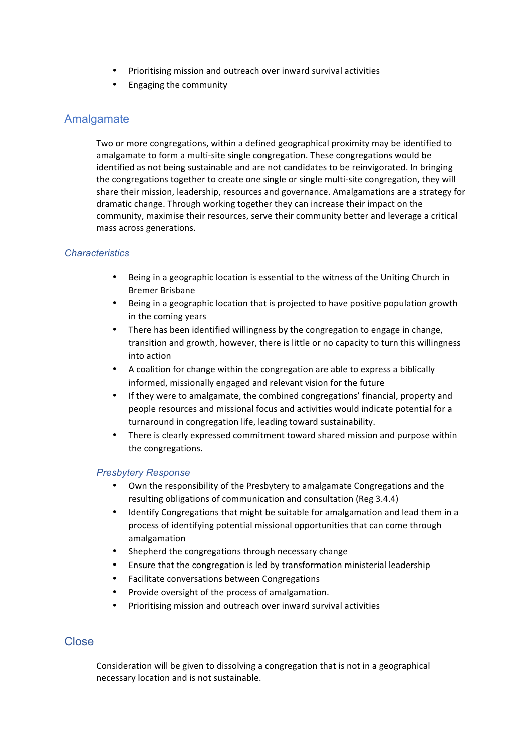- Prioritising mission and outreach over inward survival activities
- Engaging the community

## Amalgamate

Two or more congregations, within a defined geographical proximity may be identified to amalgamate to form a multi-site single congregation. These congregations would be identified as not being sustainable and are not candidates to be reinvigorated. In bringing the congregations together to create one single or single multi-site congregation, they will share their mission, leadership, resources and governance. Amalgamations are a strategy for dramatic change. Through working together they can increase their impact on the community, maximise their resources, serve their community better and leverage a critical mass across generations.

### *Characteristics*

- Being in a geographic location is essential to the witness of the Uniting Church in Bremer Brisbane
- Being in a geographic location that is projected to have positive population growth in the coming years
- There has been identified willingness by the congregation to engage in change, transition and growth, however, there is little or no capacity to turn this willingness into action
- A coalition for change within the congregation are able to express a biblically informed, missionally engaged and relevant vision for the future
- If they were to amalgamate, the combined congregations' financial, property and people resources and missional focus and activities would indicate potential for a turnaround in congregation life, leading toward sustainability.
- There is clearly expressed commitment toward shared mission and purpose within the congregations.

#### *Presbytery Response*

- Own the responsibility of the Presbytery to amalgamate Congregations and the resulting obligations of communication and consultation (Reg 3.4.4)
- Identify Congregations that might be suitable for amalgamation and lead them in a process of identifying potential missional opportunities that can come through amalgamation
- Shepherd the congregations through necessary change
- Ensure that the congregation is led by transformation ministerial leadership
- Facilitate conversations between Congregations
- Provide oversight of the process of amalgamation.
- Prioritising mission and outreach over inward survival activities

## Close

Consideration will be given to dissolving a congregation that is not in a geographical necessary location and is not sustainable.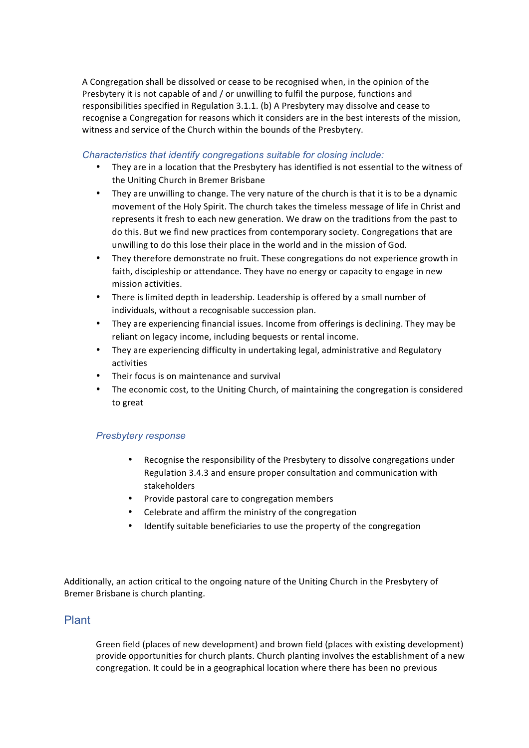A Congregation shall be dissolved or cease to be recognised when, in the opinion of the Presbytery it is not capable of and / or unwilling to fulfil the purpose, functions and responsibilities specified in Regulation 3.1.1. (b) A Presbytery may dissolve and cease to recognise a Congregation for reasons which it considers are in the best interests of the mission, witness and service of the Church within the bounds of the Presbytery.

### *Characteristics that identify congregations suitable for closing include:*

- They are in a location that the Presbytery has identified is not essential to the witness of the Uniting Church in Bremer Brisbane
- They are unwilling to change. The very nature of the church is that it is to be a dynamic movement of the Holy Spirit. The church takes the timeless message of life in Christ and represents it fresh to each new generation. We draw on the traditions from the past to do this. But we find new practices from contemporary society. Congregations that are unwilling to do this lose their place in the world and in the mission of God.
- They therefore demonstrate no fruit. These congregations do not experience growth in faith, discipleship or attendance. They have no energy or capacity to engage in new mission activities.
- There is limited depth in leadership. Leadership is offered by a small number of individuals, without a recognisable succession plan.
- They are experiencing financial issues. Income from offerings is declining. They may be reliant on legacy income, including bequests or rental income.
- They are experiencing difficulty in undertaking legal, administrative and Regulatory activities
- Their focus is on maintenance and survival
- The economic cost, to the Uniting Church, of maintaining the congregation is considered to great

### *Presbytery response*

- Recognise the responsibility of the Presbytery to dissolve congregations under Regulation 3.4.3 and ensure proper consultation and communication with stakeholders
- Provide pastoral care to congregation members
- Celebrate and affirm the ministry of the congregation
- Identify suitable beneficiaries to use the property of the congregation

Additionally, an action critical to the ongoing nature of the Uniting Church in the Presbytery of Bremer Brisbane is church planting.

## Plant

Green field (places of new development) and brown field (places with existing development) provide opportunities for church plants. Church planting involves the establishment of a new congregation. It could be in a geographical location where there has been no previous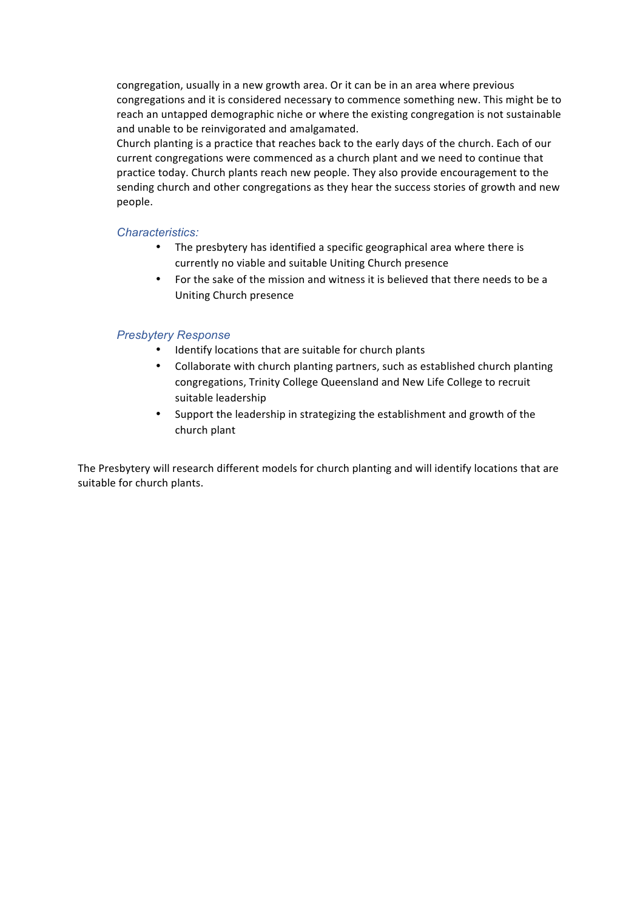congregation, usually in a new growth area. Or it can be in an area where previous congregations and it is considered necessary to commence something new. This might be to reach an untapped demographic niche or where the existing congregation is not sustainable and unable to be reinvigorated and amalgamated.

Church planting is a practice that reaches back to the early days of the church. Each of our current congregations were commenced as a church plant and we need to continue that practice today. Church plants reach new people. They also provide encouragement to the sending church and other congregations as they hear the success stories of growth and new people.

### *Characteristics:*

- The presbytery has identified a specific geographical area where there is currently no viable and suitable Uniting Church presence
- For the sake of the mission and witness it is believed that there needs to be a Uniting Church presence

### *Presbytery Response*

- Identify locations that are suitable for church plants
- Collaborate with church planting partners, such as established church planting congregations, Trinity College Queensland and New Life College to recruit suitable leadership
- Support the leadership in strategizing the establishment and growth of the church plant

The Presbytery will research different models for church planting and will identify locations that are suitable for church plants.